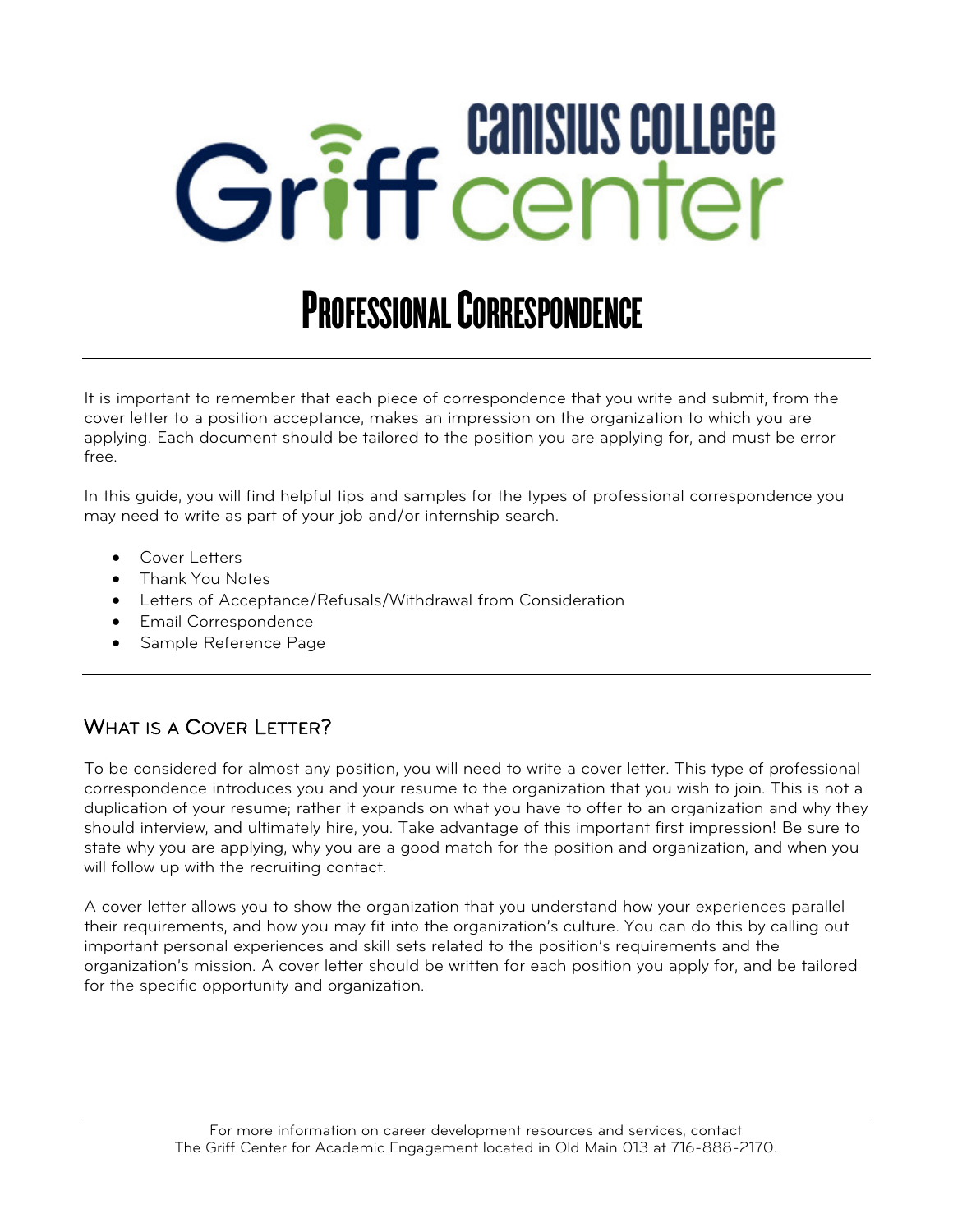# Canisius College Griff Center

## Professional Correspondence

It is important to remember that each piece of correspondence that you write and submit, from the cover letter to a position acceptance, makes an impression on the organization to which you are applying. Each document should be tailored to the position you are applying for, and must be error free.

In this guide, you will find helpful tips and samples for the types of professional correspondence you may need to write as part of your job and/or internship search.

- Cover Letters
- Thank You Notes
- Letters of Acceptance/Refusals/Withdrawal from Consideration
- Email Correspondence
- Sample Reference Page

## What is a Cover Letter?

To be considered for almost any position, you will need to write a cover letter. This type of professional correspondence introduces you and your resume to the organization that you wish to join. This is not a duplication of your resume; rather it expands on what you have to offer to an organization and why they should interview, and ultimately hire, you. Take advantage of this important first impression! Be sure to state why you are applying, why you are a good match for the position and organization, and when you will follow up with the recruiting contact.

A cover letter allows you to show the organization that you understand how your experiences parallel their requirements, and how you may fit into the organization's culture. You can do this by calling out important personal experiences and skill sets related to the position's requirements and the organization's mission. A cover letter should be written for each position you apply for, and be tailored for the specific opportunity and organization.

For more information on career development resources and services, contact
The Griff Center for Academic Engagement located in Old Main 013 at 716-888-2170.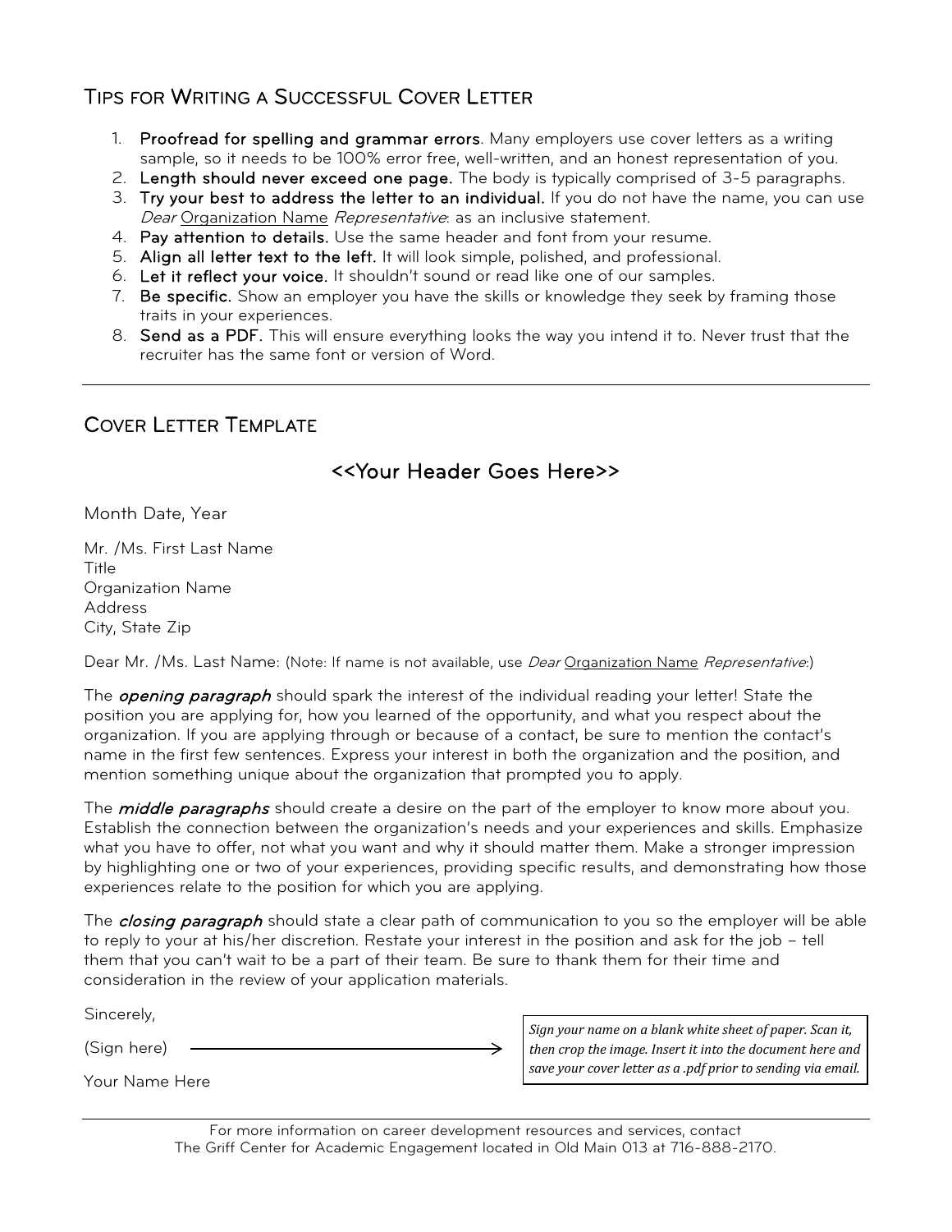## Tips for Writing a Successful Cover Letter

1. **Proofread for spelling and grammar errors**. Many employers use cover letters as a writing sample, so it needs to be 100% error free, well-written, and an honest representation of you.
2. **Length should never exceed one page.** The body is typically comprised of 3-5 paragraphs.
3. **Try your best to address the letter to an individual.** If you do not have the name, you can use *Dear* Organization Name *Representative*: as an inclusive statement.
4. **Pay attention to details.** Use the same header and font from your resume.
5. **Align all letter text to the left.** It will look simple, polished, and professional.
6. **Let it reflect your voice.** It shouldn't sound or read like one of our samples.
7. **Be specific.** Show an employer you have the skills or knowledge they seek by framing those traits in your experiences.
8. **Send as a PDF.** This will ensure everything looks the way you intend it to. Never trust that the recruiter has the same font or version of Word.

---

## Cover Letter Template

### <<Your Header Goes Here>>

Month Date, Year

Mr. /Ms. First Last Name
Title
Organization Name
Address
City, State Zip

Dear Mr. /Ms. Last Name: (Note: If name is not available, use *Dear* Organization Name *Representative*:)

The ***opening paragraph*** should spark the interest of the individual reading your letter! State the position you are applying for, how you learned of the opportunity, and what you respect about the organization. If you are applying through or because of a contact, be sure to mention the contact's name in the first few sentences. Express your interest in both the organization and the position, and mention something unique about the organization that prompted you to apply.

The ***middle paragraphs*** should create a desire on the part of the employer to know more about you. Establish the connection between the organization's needs and your experiences and skills. Emphasize what you have to offer, not what you want and why it should matter them. Make a stronger impression by highlighting one or two of your experiences, providing specific results, and demonstrating how those experiences relate to the position for which you are applying.

The ***closing paragraph*** should state a clear path of communication to you so the employer will be able to reply to your at his/her discretion. Restate your interest in the position and ask for the job – tell them that you can't wait to be a part of their team. Be sure to thank them for their time and consideration in the review of your application materials.

Sincerely,

(Sign here) ⟶

*Sign your name on a blank white sheet of paper. Scan it, then crop the image. Insert it into the document here and save your cover letter as a .pdf prior to sending via email.*

Your Name Here

---

For more information on career development resources and services, contact
The Griff Center for Academic Engagement located in Old Main 013 at 716-888-2170.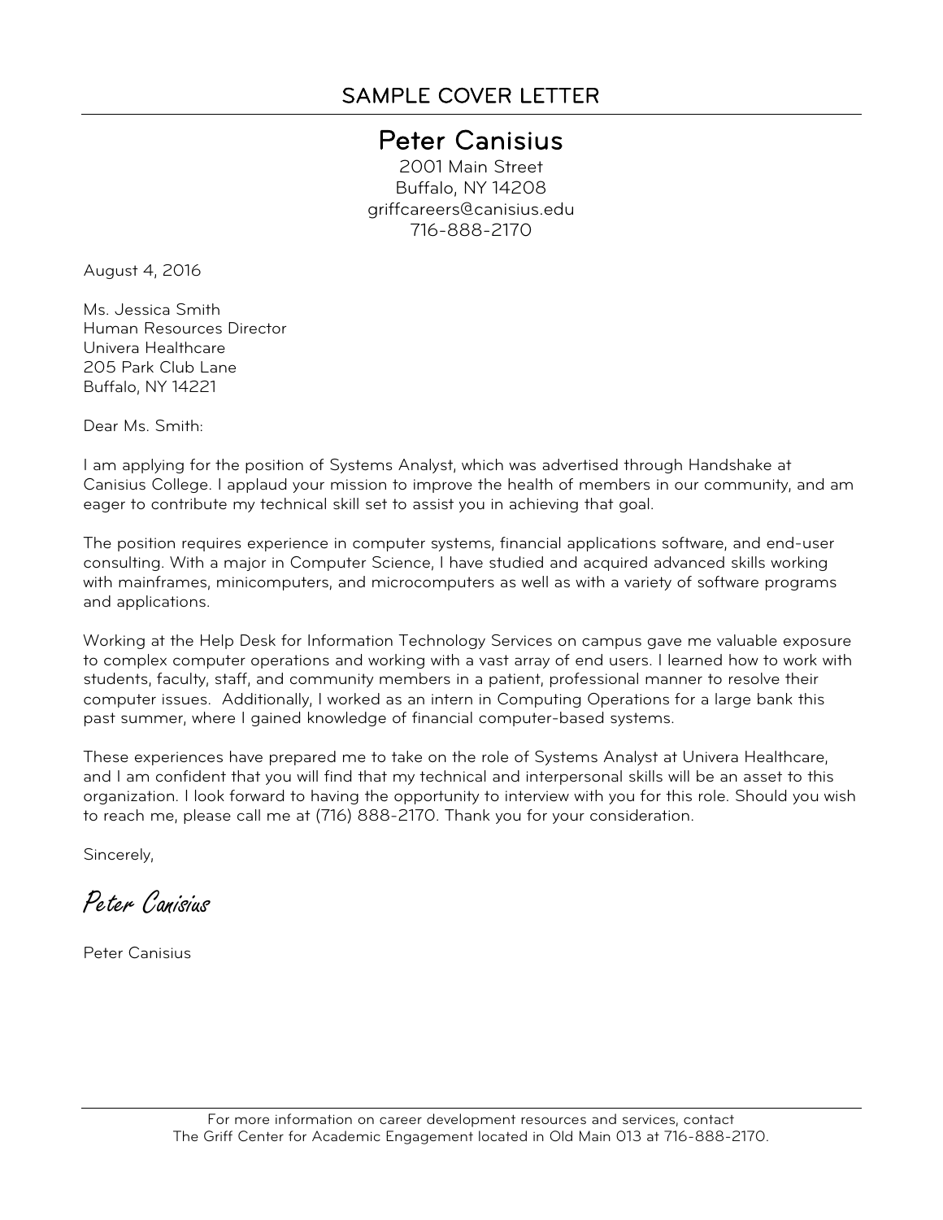## SAMPLE COVER LETTER

# Peter Canisius

2001 Main Street
Buffalo, NY 14208
griffcareers@canisius.edu
716-888-2170

August 4, 2016

Ms. Jessica Smith
Human Resources Director
Univera Healthcare
205 Park Club Lane
Buffalo, NY 14221

Dear Ms. Smith:

I am applying for the position of Systems Analyst, which was advertised through Handshake at Canisius College. I applaud your mission to improve the health of members in our community, and am eager to contribute my technical skill set to assist you in achieving that goal.

The position requires experience in computer systems, financial applications software, and end-user consulting. With a major in Computer Science, I have studied and acquired advanced skills working with mainframes, minicomputers, and microcomputers as well as with a variety of software programs and applications.

Working at the Help Desk for Information Technology Services on campus gave me valuable exposure to complex computer operations and working with a vast array of end users. I learned how to work with students, faculty, staff, and community members in a patient, professional manner to resolve their computer issues. Additionally, I worked as an intern in Computing Operations for a large bank this past summer, where I gained knowledge of financial computer-based systems.

These experiences have prepared me to take on the role of Systems Analyst at Univera Healthcare, and I am confident that you will find that my technical and interpersonal skills will be an asset to this organization. I look forward to having the opportunity to interview with you for this role. Should you wish to reach me, please call me at (716) 888-2170. Thank you for your consideration.

Sincerely,

*Peter Canisius*

Peter Canisius

For more information on career development resources and services, contact
The Griff Center for Academic Engagement located in Old Main 013 at 716-888-2170.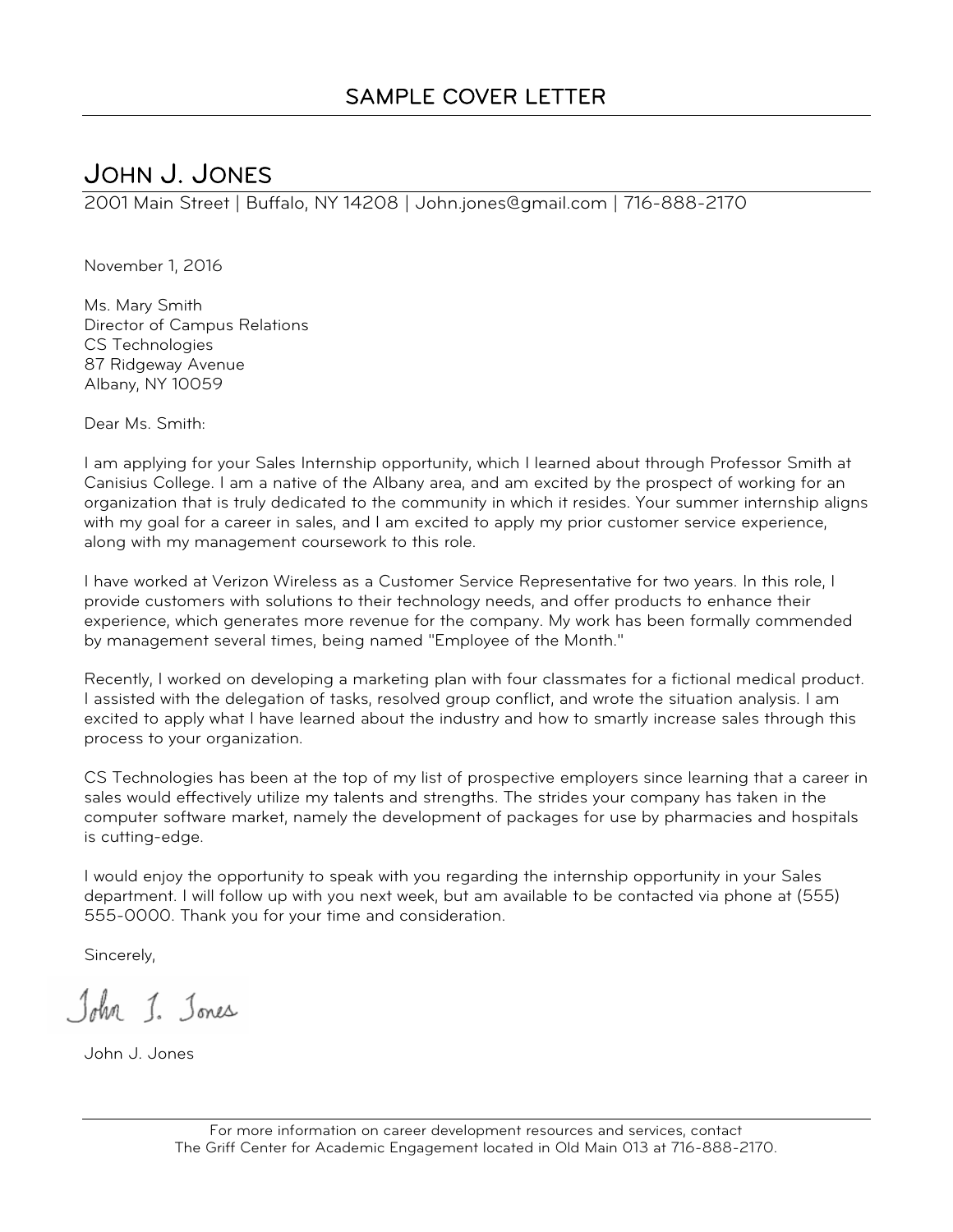# SAMPLE COVER LETTER

## JOHN J. JONES

2001 Main Street | Buffalo, NY 14208 | John.jones@gmail.com | 716-888-2170

November 1, 2016

Ms. Mary Smith
Director of Campus Relations
CS Technologies
87 Ridgeway Avenue
Albany, NY 10059

Dear Ms. Smith:

I am applying for your Sales Internship opportunity, which I learned about through Professor Smith at Canisius College. I am a native of the Albany area, and am excited by the prospect of working for an organization that is truly dedicated to the community in which it resides. Your summer internship aligns with my goal for a career in sales, and I am excited to apply my prior customer service experience, along with my management coursework to this role.

I have worked at Verizon Wireless as a Customer Service Representative for two years. In this role, I provide customers with solutions to their technology needs, and offer products to enhance their experience, which generates more revenue for the company. My work has been formally commended by management several times, being named "Employee of the Month."

Recently, I worked on developing a marketing plan with four classmates for a fictional medical product. I assisted with the delegation of tasks, resolved group conflict, and wrote the situation analysis. I am excited to apply what I have learned about the industry and how to smartly increase sales through this process to your organization.

CS Technologies has been at the top of my list of prospective employers since learning that a career in sales would effectively utilize my talents and strengths. The strides your company has taken in the computer software market, namely the development of packages for use by pharmacies and hospitals is cutting-edge.

I would enjoy the opportunity to speak with you regarding the internship opportunity in your Sales department. I will follow up with you next week, but am available to be contacted via phone at (555) 555-0000. Thank you for your time and consideration.

Sincerely,

*John J. Jones*

John J. Jones

For more information on career development resources and services, contact
The Griff Center for Academic Engagement located in Old Main 013 at 716-888-2170.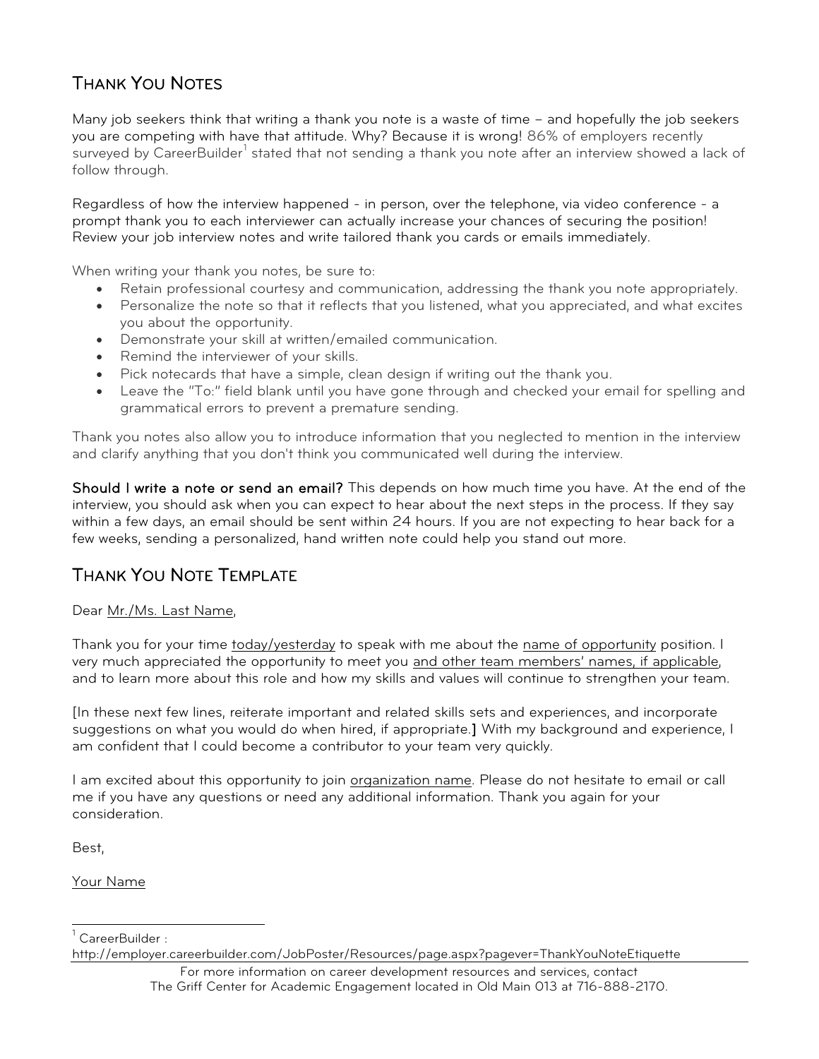## Thank You Notes

Many job seekers think that writing a thank you note is a waste of time – and hopefully the job seekers you are competing with have that attitude. Why? Because it is wrong! 86% of employers recently surveyed by CareerBuilder[1] stated that not sending a thank you note after an interview showed a lack of follow through.

Regardless of how the interview happened - in person, over the telephone, via video conference - a prompt thank you to each interviewer can actually increase your chances of securing the position! Review your job interview notes and write tailored thank you cards or emails immediately.

When writing your thank you notes, be sure to:

- Retain professional courtesy and communication, addressing the thank you note appropriately.
- Personalize the note so that it reflects that you listened, what you appreciated, and what excites you about the opportunity.
- Demonstrate your skill at written/emailed communication.
- Remind the interviewer of your skills.
- Pick notecards that have a simple, clean design if writing out the thank you.
- Leave the "To:" field blank until you have gone through and checked your email for spelling and grammatical errors to prevent a premature sending.

Thank you notes also allow you to introduce information that you neglected to mention in the interview and clarify anything that you don't think you communicated well during the interview.

**Should I write a note or send an email?** This depends on how much time you have. At the end of the interview, you should ask when you can expect to hear about the next steps in the process. If they say within a few days, an email should be sent within 24 hours. If you are not expecting to hear back for a few weeks, sending a personalized, hand written note could help you stand out more.

## Thank You Note Template

Dear Mr./Ms. Last Name,

Thank you for your time today/yesterday to speak with me about the name of opportunity position. I very much appreciated the opportunity to meet you and other team members' names, if applicable, and to learn more about this role and how my skills and values will continue to strengthen your team.

[In these next few lines, reiterate important and related skills sets and experiences, and incorporate suggestions on what you would do when hired, if appropriate.] With my background and experience, I am confident that I could become a contributor to your team very quickly.

I am excited about this opportunity to join organization name. Please do not hesitate to email or call me if you have any questions or need any additional information. Thank you again for your consideration.

Best,

Your Name

---

[1] CareerBuilder : http://employer.careerbuilder.com/JobPoster/Resources/page.aspx?pagever=ThankYouNoteEtiquette

For more information on career development resources and services, contact The Griff Center for Academic Engagement located in Old Main 013 at 716-888-2170.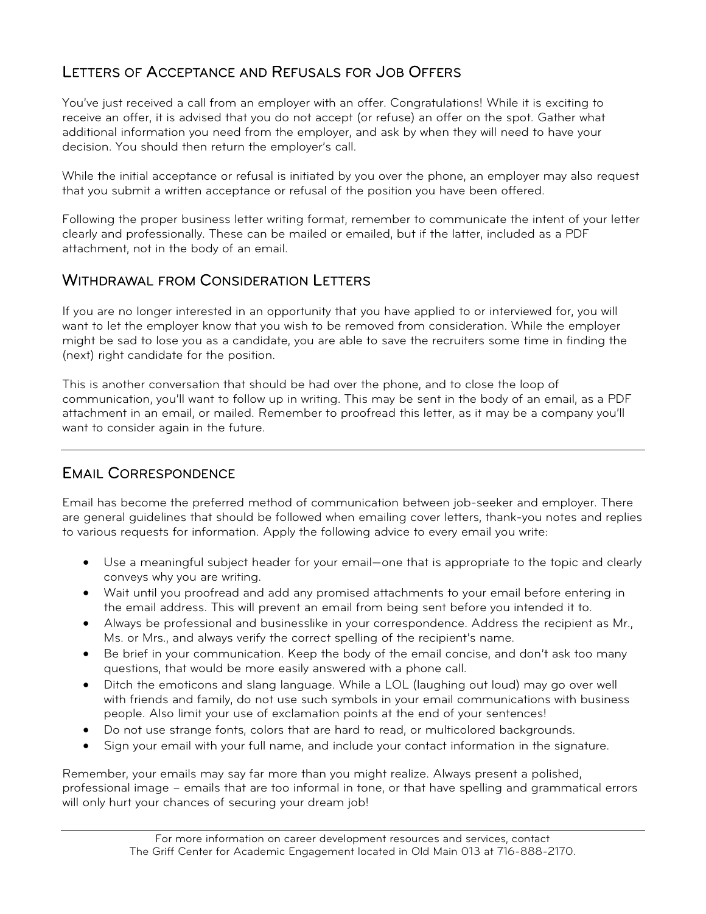## Letters of Acceptance and Refusals for Job Offers

You've just received a call from an employer with an offer. Congratulations! While it is exciting to receive an offer, it is advised that you do not accept (or refuse) an offer on the spot. Gather what additional information you need from the employer, and ask by when they will need to have your decision. You should then return the employer's call.

While the initial acceptance or refusal is initiated by you over the phone, an employer may also request that you submit a written acceptance or refusal of the position you have been offered.

Following the proper business letter writing format, remember to communicate the intent of your letter clearly and professionally. These can be mailed or emailed, but if the latter, included as a PDF attachment, not in the body of an email.

## Withdrawal from Consideration Letters

If you are no longer interested in an opportunity that you have applied to or interviewed for, you will want to let the employer know that you wish to be removed from consideration. While the employer might be sad to lose you as a candidate, you are able to save the recruiters some time in finding the (next) right candidate for the position.

This is another conversation that should be had over the phone, and to close the loop of communication, you'll want to follow up in writing. This may be sent in the body of an email, as a PDF attachment in an email, or mailed. Remember to proofread this letter, as it may be a company you'll want to consider again in the future.

---

## Email Correspondence

Email has become the preferred method of communication between job-seeker and employer. There are general guidelines that should be followed when emailing cover letters, thank-you notes and replies to various requests for information. Apply the following advice to every email you write:

- Use a meaningful subject header for your email—one that is appropriate to the topic and clearly conveys why you are writing.
- Wait until you proofread and add any promised attachments to your email before entering in the email address. This will prevent an email from being sent before you intended it to.
- Always be professional and businesslike in your correspondence. Address the recipient as Mr., Ms. or Mrs., and always verify the correct spelling of the recipient's name.
- Be brief in your communication. Keep the body of the email concise, and don't ask too many questions, that would be more easily answered with a phone call.
- Ditch the emoticons and slang language. While a LOL (laughing out loud) may go over well with friends and family, do not use such symbols in your email communications with business people. Also limit your use of exclamation points at the end of your sentences!
- Do not use strange fonts, colors that are hard to read, or multicolored backgrounds.
- Sign your email with your full name, and include your contact information in the signature.

Remember, your emails may say far more than you might realize. Always present a polished, professional image – emails that are too informal in tone, or that have spelling and grammatical errors will only hurt your chances of securing your dream job!

For more information on career development resources and services, contact The Griff Center for Academic Engagement located in Old Main 013 at 716-888-2170.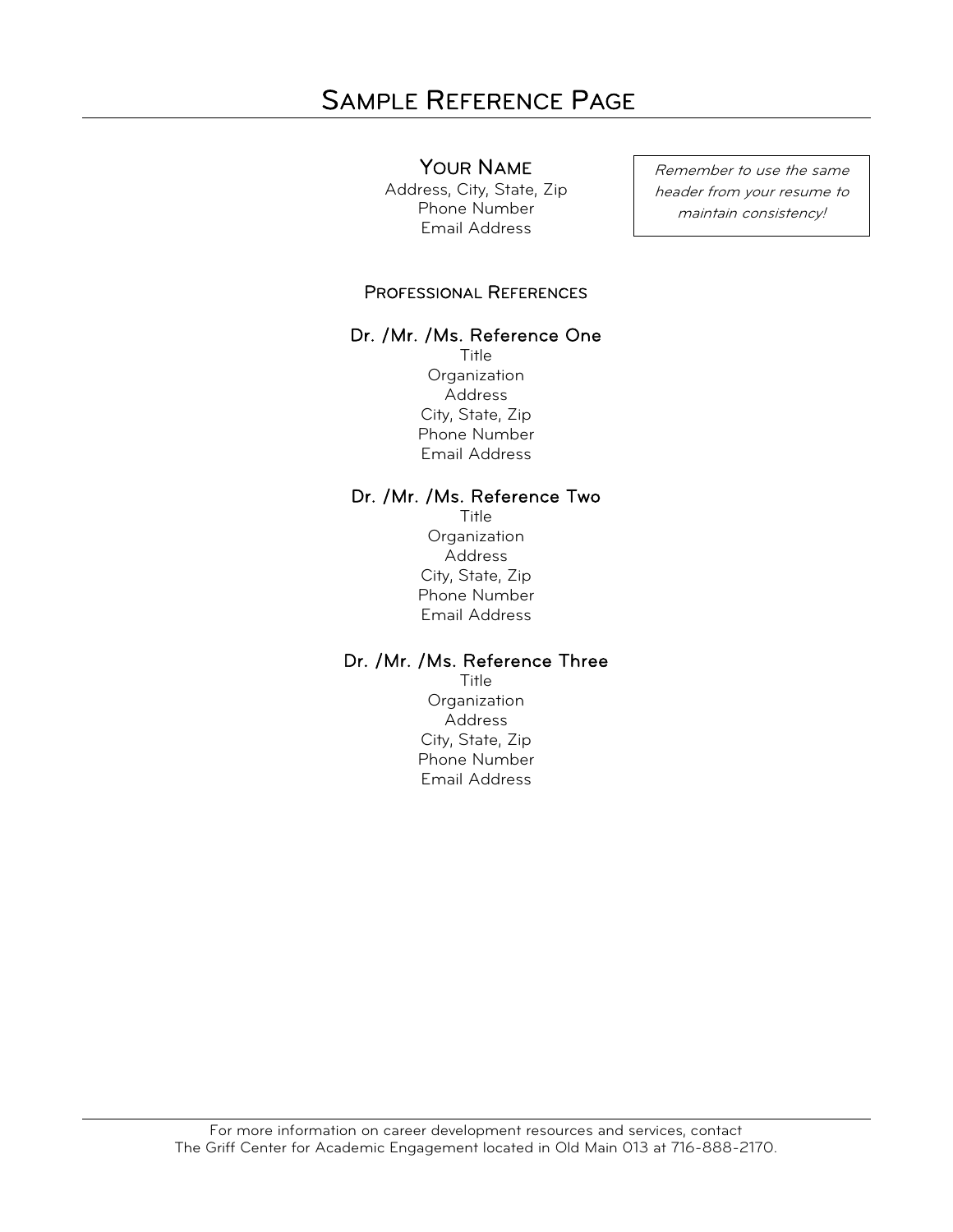# Sample Reference Page

## Your Name

Address, City, State, Zip
Phone Number
Email Address

*Remember to use the same header from your resume to maintain consistency!*

### Professional References

**Dr. /Mr. /Ms. Reference One**
Title
Organization
Address
City, State, Zip
Phone Number
Email Address

**Dr. /Mr. /Ms. Reference Two**
Title
Organization
Address
City, State, Zip
Phone Number
Email Address

**Dr. /Mr. /Ms. Reference Three**
Title
Organization
Address
City, State, Zip
Phone Number
Email Address

For more information on career development resources and services, contact
The Griff Center for Academic Engagement located in Old Main 013 at 716-888-2170.